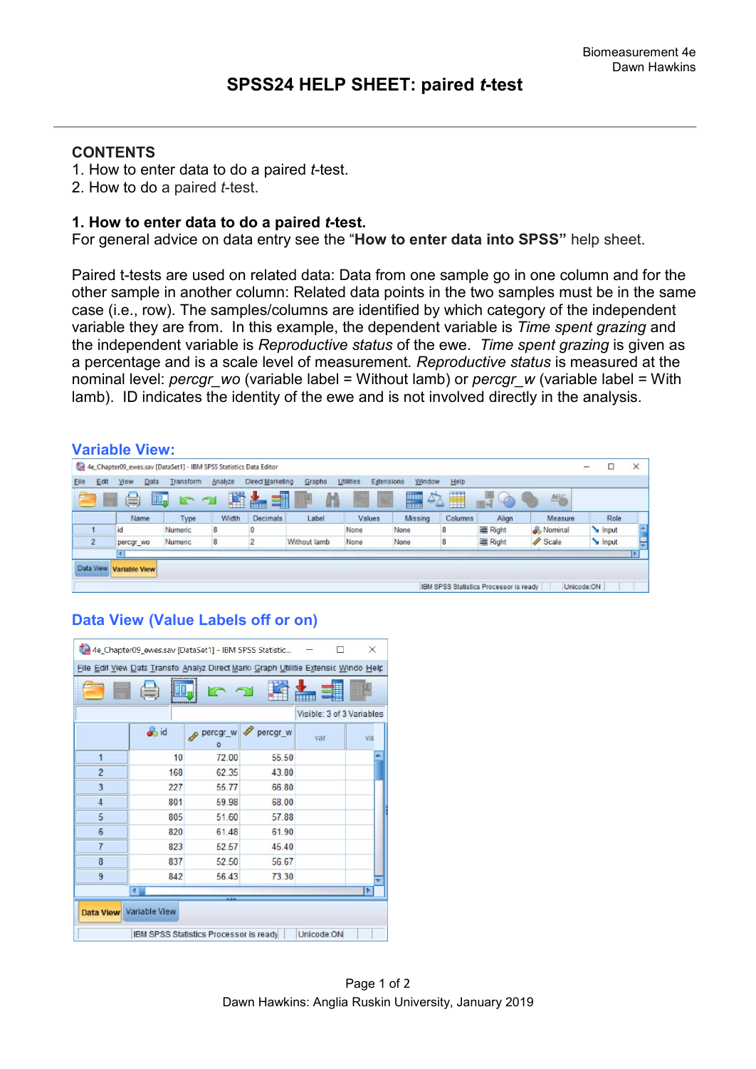Biomeasurement 4e
Dawn Hawkins

# SPSS24 HELP SHEET: paired *t*-test

## CONTENTS

1. How to enter data to do a paired *t*-test.
2. How to do a paired *t*-test.

## 1. How to enter data to do a paired *t*-test.

For general advice on data entry see the "**How to enter data into SPSS**" help sheet.

Paired t-tests are used on related data: Data from one sample go in one column and for the other sample in another column: Related data points in the two samples must be in the same case (i.e., row). The samples/columns are identified by which category of the independent variable they are from. In this example, the dependent variable is *Time spent grazing* and the independent variable is *Reproductive status* of the ewe. *Time spent grazing* is given as a percentage and is a scale level of measurement. *Reproductive status* is measured at the nominal level: *percgr_wo* (variable label = Without lamb) or *percgr_w* (variable label = With lamb). ID indicates the identity of the ewe and is not involved directly in the analysis.

### Variable View:

|   | Name | Type | Width | Decimals | Label | Values | Missing | Columns | Align | Measure | Role |
|---|---|---|---|---|---|---|---|---|---|---|---|
| 1 | id | Numeric | 8 | 0 |  | None | None | 8 | Right | Nominal | Input |
| 2 | percgr_wo | Numeric | 8 | 2 | Without lamb | None | None | 8 | Right | Scale | Input |

### Data View (Value Labels off or on)

|   | id | percgr_wo | percgr_w |
|---|---|---|---|
| 1 | 10 | 72.00 | 55.50 |
| 2 | 168 | 62.35 | 43.80 |
| 3 | 227 | 55.77 | 66.80 |
| 4 | 801 | 59.98 | 68.00 |
| 5 | 805 | 51.60 | 57.88 |
| 6 | 820 | 61.48 | 61.90 |
| 7 | 823 | 52.57 | 45.40 |
| 8 | 837 | 52.50 | 56.67 |
| 9 | 842 | 56.43 | 73.30 |

Dawn Hawkins: Anglia Ruskin University, January 2019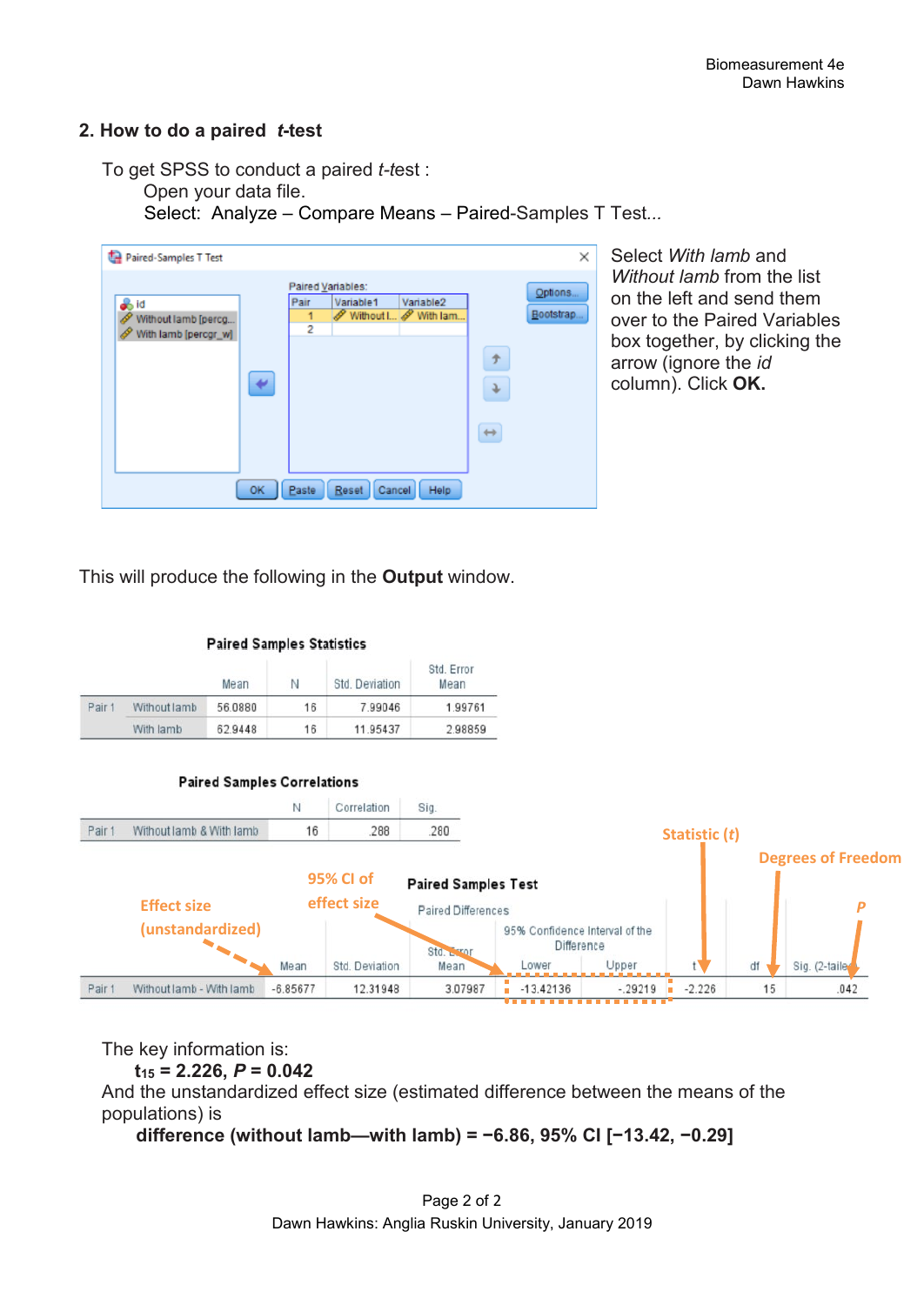## 2. How to do a paired *t*-test

To get SPSS to conduct a paired *t*-test :
Open your data file.
Select: Analyze – Compare Means – Paired-Samples T Test...

Paired-Samples T Test

id
Without lamb [percg...
With lamb [percgr_w]

Paired Variables:

| Pair | Variable1 | Variable2 |
| --- | --- | --- |
| 1 | Without l... | With lam... |
| 2 | | |

Options...
Bootstrap...

OK Paste Reset Cancel Help

Select *With lamb* and *Without lamb* from the list on the left and send them over to the Paired Variables box together, by clicking the arrow (ignore the *id* column). Click **OK.**

This will produce the following in the **Output** window.

**Paired Samples Statistics**

| | | Mean | N | Std. Deviation | Std. Error Mean |
| --- | --- | --- | --- | --- | --- |
| Pair 1 | Without lamb | 56.0880 | 16 | 7.99046 | 1.99761 |
| | With lamb | 62.9448 | 16 | 11.95437 | 2.98859 |

**Paired Samples Correlations**

| | | N | Correlation | Sig. |
| --- | --- | --- | --- | --- |
| Pair 1 | Without lamb & With lamb | 16 | .288 | .280 |

**Paired Samples Test**

| | | Paired Differences | | | | | t | df | Sig. (2-tailed) |
| --- | --- | --- | --- | --- | --- | --- | --- | --- | --- |
| | | | | | 95% Confidence Interval of the Difference | | | | |
| | | Mean | Std. Deviation | Std. Error Mean | Lower | Upper | | | |
| Pair 1 | Without lamb - With lamb | -6.85677 | 12.31948 | 3.07987 | -13.42136 | -.29219 | -2.226 | 15 | .042 |

Effect size (unstandardized)
95% CI of effect size
Statistic (*t*)
Degrees of Freedom
*P*

The key information is:

**$t_{15}$ = 2.226, *P* = 0.042**

And the unstandardized effect size (estimated difference between the means of the populations) is

**difference (without lamb—with lamb) = −6.86, 95% CI [−13.42, −0.29]**

Dawn Hawkins: Anglia Ruskin University, January 2019